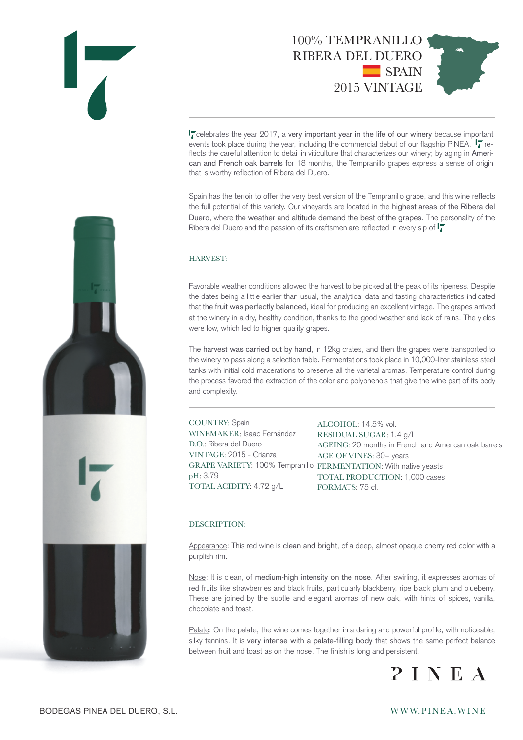# 100% TEMPRANILLO
# RIBERA DEL DUERO
# SPAIN
# 2015 VINTAGE

17 celebrates the year 2017, a very important year in the life of our winery because important events took place during the year, including the commercial debut of our flagship PINEA. 17 reflects the careful attention to detail in viticulture that characterizes our winery; by aging in American and French oak barrels for 18 months, the Tempranillo grapes express a sense of origin that is worthy reflection of Ribera del Duero.

Spain has the terroir to offer the very best version of the Tempranillo grape, and this wine reflects the full potential of this variety. Our vineyards are located in the highest areas of the Ribera del Duero, where the weather and altitude demand the best of the grapes. The personality of the Ribera del Duero and the passion of its craftsmen are reflected in every sip of 17

## HARVEST:

Favorable weather conditions allowed the harvest to be picked at the peak of its ripeness. Despite the dates being a little earlier than usual, the analytical data and tasting characteristics indicated that the fruit was perfectly balanced, ideal for producing an excellent vintage. The grapes arrived at the winery in a dry, healthy condition, thanks to the good weather and lack of rains. The yields were low, which led to higher quality grapes.

The harvest was carried out by hand, in 12kg crates, and then the grapes were transported to the winery to pass along a selection table. Fermentations took place in 10,000-liter stainless steel tanks with initial cold macerations to preserve all the varietal aromas. Temperature control during the process favored the extraction of the color and polyphenols that give the wine part of its body and complexity.

COUNTRY: Spain
WINEMAKER: Isaac Fernández
D.O.: Ribera del Duero
VINTAGE: 2015 - Crianza
GRAPE VARIETY: 100% Tempranillo
pH: 3.79
TOTAL ACIDITY: 4.72 g/L

ALCOHOL: 14.5% vol.
RESIDUAL SUGAR: 1.4 g/L
AGEING: 20 months in French and American oak barrels
AGE OF VINES: 30+ years
FERMENTATION: With native yeasts
TOTAL PRODUCTION: 1,000 cases
FORMATS: 75 cl.

## DESCRIPTION:

Appearance: This red wine is clean and bright, of a deep, almost opaque cherry red color with a purplish rim.

Nose: It is clean, of medium-high intensity on the nose. After swirling, it expresses aromas of red fruits like strawberries and black fruits, particularly blackberry, ripe black plum and blueberry. These are joined by the subtle and elegant aromas of new oak, with hints of spices, vanilla, chocolate and toast.

Palate: On the palate, the wine comes together in a daring and powerful profile, with noticeable, silky tannins. It is very intense with a palate-filling body that shows the same perfect balance between fruit and toast as on the nose. The finish is long and persistent.

PINEA

BODEGAS PINEA DEL DUERO, S.L.

WWW.PINEA.WINE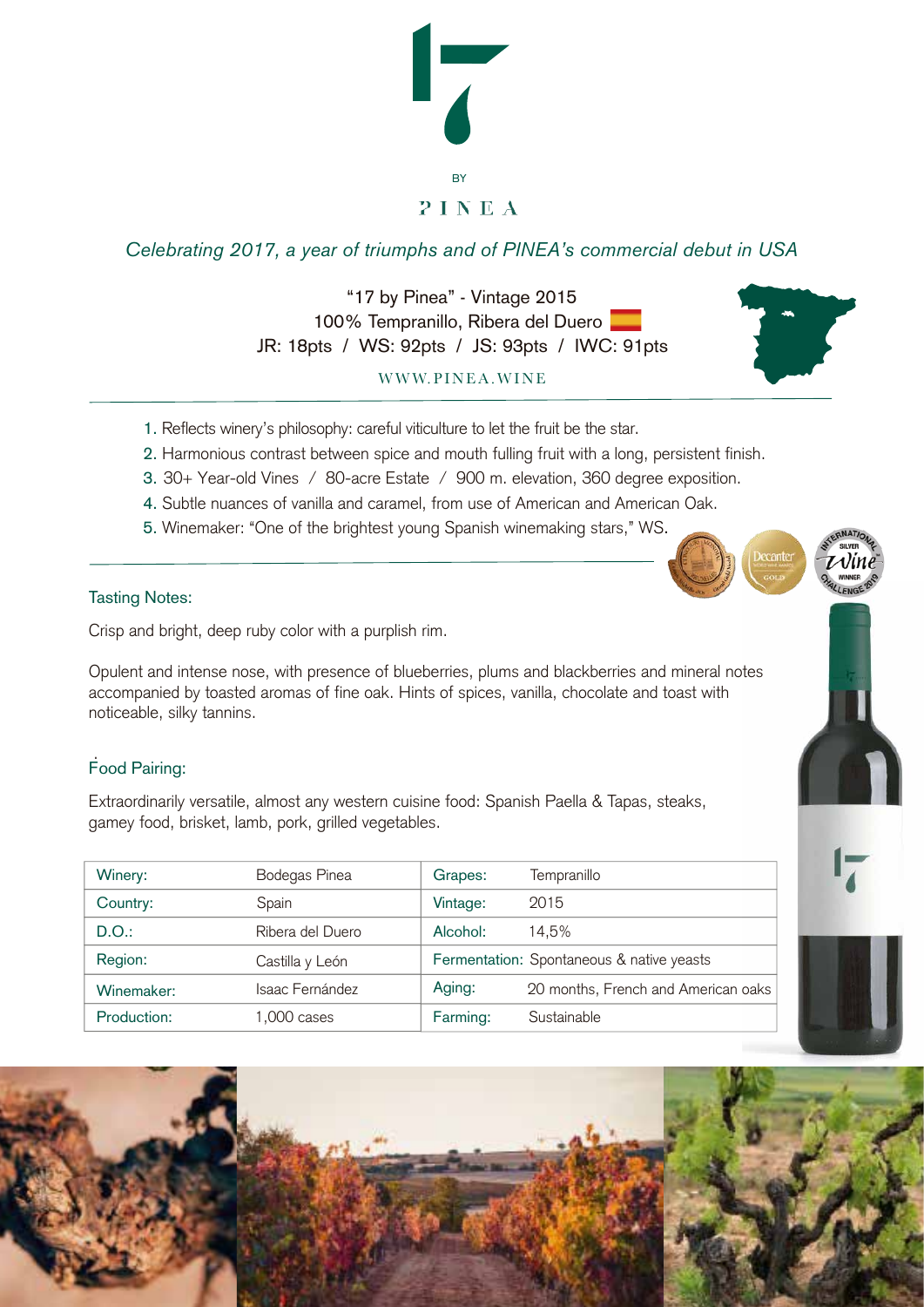BY

PINEA

*Celebrating 2017, a year of triumphs and of PINEA's commercial debut in USA*

"17 by Pinea" - Vintage 2015
100% Tempranillo, Ribera del Duero
JR: 18pts / WS: 92pts / JS: 93pts / IWC: 91pts

WWW.PINEA.WINE

1. Reflects winery's philosophy: careful viticulture to let the fruit be the star.
2. Harmonious contrast between spice and mouth fulling fruit with a long, persistent finish.
3. 30+ Year-old Vines / 80-acre Estate / 900 m. elevation, 360 degree exposition.
4. Subtle nuances of vanilla and caramel, from use of American and American Oak.
5. Winemaker: "One of the brightest young Spanish winemaking stars," WS.

## Tasting Notes:

Crisp and bright, deep ruby color with a purplish rim.

Opulent and intense nose, with presence of blueberries, plums and blackberries and mineral notes accompanied by toasted aromas of fine oak. Hints of spices, vanilla, chocolate and toast with noticeable, silky tannins.

## Food Pairing:

Extraordinarily versatile, almost any western cuisine food: Spanish Paella & Tapas, steaks, gamey food, brisket, lamb, pork, grilled vegetables.

| | | | |
|---|---|---|---|
| Winery: | Bodegas Pinea | Grapes: | Tempranillo |
| Country: | Spain | Vintage: | 2015 |
| D.O.: | Ribera del Duero | Alcohol: | 14,5% |
| Region: | Castilla y León | Fermentation: | Spontaneous & native yeasts |
| Winemaker: | Isaac Fernández | Aging: | 20 months, French and American oaks |
| Production: | 1,000 cases | Farming: | Sustainable |